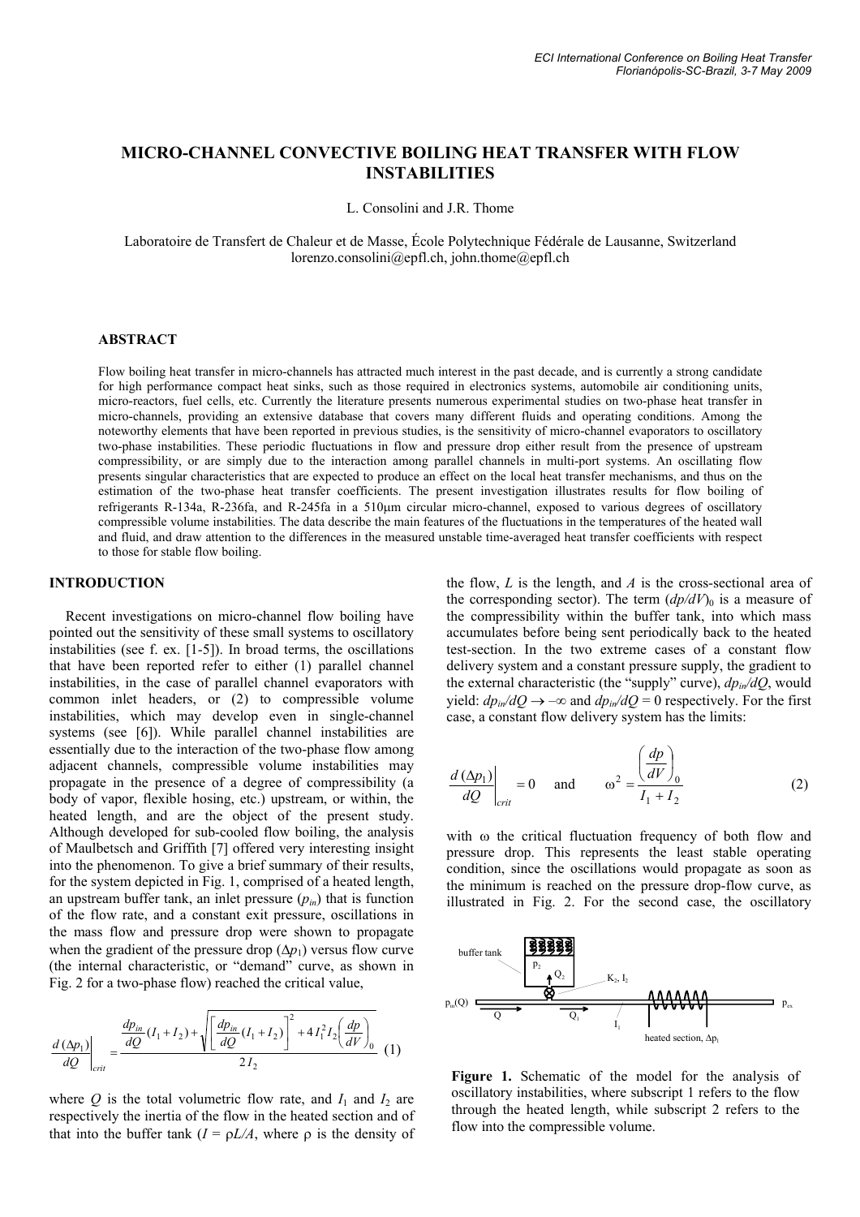# MICRO-CHANNEL CONVECTIVE BOILING HEAT TRANSFER WITH FLOW INSTABILITIES

L. Consolini and J.R. Thome

Laboratoire de Transfert de Chaleur et de Masse, École Polytechnique Fédérale de Lausanne, Switzerland
lorenzo.consolini@epfl.ch, john.thome@epfl.ch

## ABSTRACT

Flow boiling heat transfer in micro-channels has attracted much interest in the past decade, and is currently a strong candidate for high performance compact heat sinks, such as those required in electronics systems, automobile air conditioning units, micro-reactors, fuel cells, etc. Currently the literature presents numerous experimental studies on two-phase heat transfer in micro-channels, providing an extensive database that covers many different fluids and operating conditions. Among the noteworthy elements that have been reported in previous studies, is the sensitivity of micro-channel evaporators to oscillatory two-phase instabilities. These periodic fluctuations in flow and pressure drop either result from the presence of upstream compressibility, or are simply due to the interaction among parallel channels in multi-port systems. An oscillating flow presents singular characteristics that are expected to produce an effect on the local heat transfer mechanisms, and thus on the estimation of the two-phase heat transfer coefficients. The present investigation illustrates results for flow boiling of refrigerants R-134a, R-236fa, and R-245fa in a 510μm circular micro-channel, exposed to various degrees of oscillatory compressible volume instabilities. The data describe the main features of the fluctuations in the temperatures of the heated wall and fluid, and draw attention to the differences in the measured unstable time-averaged heat transfer coefficients with respect to those for stable flow boiling.

## INTRODUCTION

Recent investigations on micro-channel flow boiling have pointed out the sensitivity of these small systems to oscillatory instabilities (see f. ex. [1-5]). In broad terms, the oscillations that have been reported refer to either (1) parallel channel instabilities, in the case of parallel channel evaporators with common inlet headers, or (2) to compressible volume instabilities, which may develop even in single-channel systems (see [6]). While parallel channel instabilities are essentially due to the interaction of the two-phase flow among adjacent channels, compressible volume instabilities may propagate in the presence of a degree of compressibility (a body of vapor, flexible hosing, etc.) upstream, or within, the heated length, and are the object of the present study. Although developed for sub-cooled flow boiling, the analysis of Maulbetsch and Griffith [7] offered very interesting insight into the phenomenon. To give a brief summary of their results, for the system depicted in Fig. 1, comprised of a heated length, an upstream buffer tank, an inlet pressure ($p_{in}$) that is function of the flow rate, and a constant exit pressure, oscillations in the mass flow and pressure drop were shown to propagate when the gradient of the pressure drop ($\Delta p_1$) versus flow curve (the internal characteristic, or "demand" curve, as shown in Fig. 2 for a two-phase flow) reached the critical value,

$$\left.\frac{d(\Delta p_1)}{dQ}\right|_{crit} = \frac{\frac{dp_{in}}{dQ}(I_1 + I_2) + \sqrt{\left[\frac{dp_{in}}{dQ}(I_1 + I_2)\right]^2 + 4I_1^2 I_2 \left(\frac{dp}{dV}\right)_0}}{2I_2} \quad (1)$$

where $Q$ is the total volumetric flow rate, and $I_1$ and $I_2$ are respectively the inertia of the flow in the heated section and of that into the buffer tank ($I = \rho L/A$, where $\rho$ is the density of the flow, $L$ is the length, and $A$ is the cross-sectional area of the corresponding sector). The term $(dp/dV)_0$ is a measure of the compressibility within the buffer tank, into which mass accumulates before being sent periodically back to the heated test-section. In the two extreme cases of a constant flow delivery system and a constant pressure supply, the gradient to the external characteristic (the "supply" curve), $dp_{in}/dQ$, would yield: $dp_{in}/dQ \to -\infty$ and $dp_{in}/dQ = 0$ respectively. For the first case, a constant flow delivery system has the limits:

$$\left.\frac{d(\Delta p_1)}{dQ}\right|_{crit} = 0 \quad \text{and} \quad \omega^2 = \frac{\left(\frac{dp}{dV}\right)_0}{I_1 + I_2} \quad (2)$$

with $\omega$ the critical fluctuation frequency of both flow and pressure drop. This represents the least stable operating condition, since the oscillations would propagate as soon as the minimum is reached on the pressure drop-flow curve, as illustrated in Fig. 2. For the second case, the oscillatory

**Figure 1.** Schematic of the model for the analysis of oscillatory instabilities, where subscript 1 refers to the flow through the heated length, while subscript 2 refers to the flow into the compressible volume.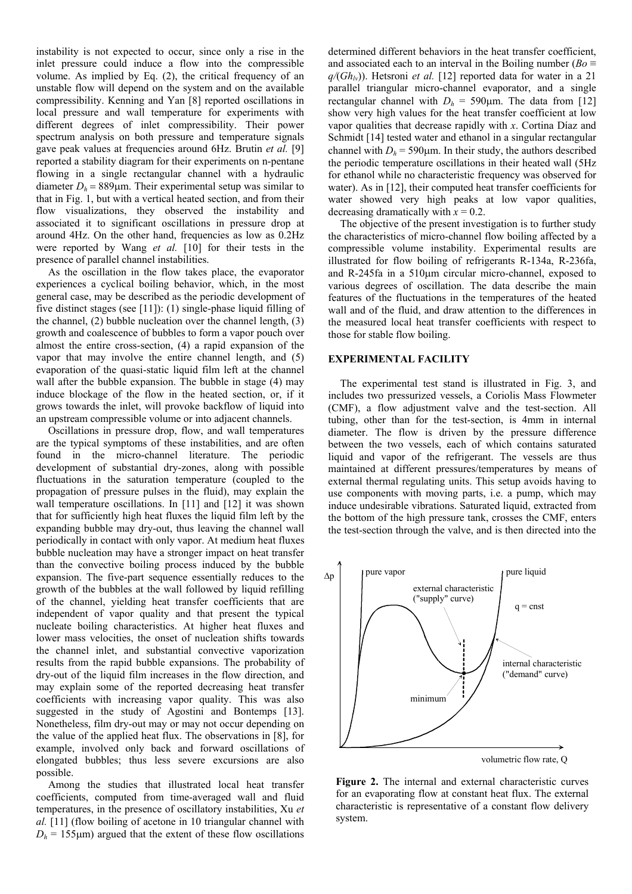instability is not expected to occur, since only a rise in the inlet pressure could induce a flow into the compressible volume. As implied by Eq. (2), the critical frequency of an unstable flow will depend on the system and on the available compressibility. Kenning and Yan [8] reported oscillations in local pressure and wall temperature for experiments with different degrees of inlet compressibility. Their power spectrum analysis on both pressure and temperature signals gave peak values at frequencies around 6Hz. Brutin *et al.* [9] reported a stability diagram for their experiments on n-pentane flowing in a single rectangular channel with a hydraulic diameter $D_h$ = 889μm. Their experimental setup was similar to that in Fig. 1, but with a vertical heated section, and from their flow visualizations, they observed the instability and associated it to significant oscillations in pressure drop at around 4Hz. On the other hand, frequencies as low as 0.2Hz were reported by Wang *et al.* [10] for their tests in the presence of parallel channel instabilities.

As the oscillation in the flow takes place, the evaporator experiences a cyclical boiling behavior, which, in the most general case, may be described as the periodic development of five distinct stages (see [11]): (1) single-phase liquid filling of the channel, (2) bubble nucleation over the channel length, (3) growth and coalescence of bubbles to form a vapor pouch over almost the entire cross-section, (4) a rapid expansion of the vapor that may involve the entire channel length, and (5) evaporation of the quasi-static liquid film left at the channel wall after the bubble expansion. The bubble in stage (4) may induce blockage of the flow in the heated section, or, if it grows towards the inlet, will provoke backflow of liquid into an upstream compressible volume or into adjacent channels.

Oscillations in pressure drop, flow, and wall temperatures are the typical symptoms of these instabilities, and are often found in the micro-channel literature. The periodic development of substantial dry-zones, along with possible fluctuations in the saturation temperature (coupled to the propagation of pressure pulses in the fluid), may explain the wall temperature oscillations. In [11] and [12] it was shown that for sufficiently high heat fluxes the liquid film left by the expanding bubble may dry-out, thus leaving the channel wall periodically in contact with only vapor. At medium heat fluxes bubble nucleation may have a stronger impact on heat transfer than the convective boiling process induced by the bubble expansion. The five-part sequence essentially reduces to the growth of the bubbles at the wall followed by liquid refilling of the channel, yielding heat transfer coefficients that are independent of vapor quality and that present the typical nucleate boiling characteristics. At higher heat fluxes and lower mass velocities, the onset of nucleation shifts towards the channel inlet, and substantial convective vaporization results from the rapid bubble expansions. The probability of dry-out of the liquid film increases in the flow direction, and may explain some of the reported decreasing heat transfer coefficients with increasing vapor quality. This was also suggested in the study of Agostini and Bontemps [13]. Nonetheless, film dry-out may or may not occur depending on the value of the applied heat flux. The observations in [8], for example, involved only back and forward oscillations of elongated bubbles; thus less severe excursions are also possible.

Among the studies that illustrated local heat transfer coefficients, computed from time-averaged wall and fluid temperatures, in the presence of oscillatory instabilities, Xu *et al.* [11] (flow boiling of acetone in 10 triangular channel with $D_h$ = 155μm) argued that the extent of these flow oscillations determined different behaviors in the heat transfer coefficient, and associated each to an interval in the Boiling number ($Bo \equiv q/(Gh_{lv})$). Hetsroni *et al.* [12] reported data for water in a 21 parallel triangular micro-channel evaporator, and a single rectangular channel with $D_h$ = 590μm. The data from [12] show very high values for the heat transfer coefficient at low vapor qualities that decrease rapidly with $x$. Cortina Díaz and Schmidt [14] tested water and ethanol in a singular rectangular channel with $D_h$ = 590μm. In their study, the authors described the periodic temperature oscillations in their heated wall (5Hz for ethanol while no characteristic frequency was observed for water). As in [12], their computed heat transfer coefficients for water showed very high peaks at low vapor qualities, decreasing dramatically with $x$ = 0.2.

The objective of the present investigation is to further study the characteristics of micro-channel flow boiling affected by a compressible volume instability. Experimental results are illustrated for flow boiling of refrigerants R-134a, R-236fa, and R-245fa in a 510μm circular micro-channel, exposed to various degrees of oscillation. The data describe the main features of the fluctuations in the temperatures of the heated wall and of the fluid, and draw attention to the differences in the measured local heat transfer coefficients with respect to those for stable flow boiling.

## EXPERIMENTAL FACILITY

The experimental test stand is illustrated in Fig. 3, and includes two pressurized vessels, a Coriolis Mass Flowmeter (CMF), a flow adjustment valve and the test-section. All tubing, other than for the test-section, is 4mm in internal diameter. The flow is driven by the pressure difference between the two vessels, each of which contains saturated liquid and vapor of the refrigerant. The vessels are thus maintained at different pressures/temperatures by means of external thermal regulating units. This setup avoids having to use components with moving parts, i.e. a pump, which may induce undesirable vibrations. Saturated liquid, extracted from the bottom of the high pressure tank, crosses the CMF, enters the test-section through the valve, and is then directed into the

**Figure 2.** The internal and external characteristic curves for an evaporating flow at constant heat flux. The external characteristic is representative of a constant flow delivery system.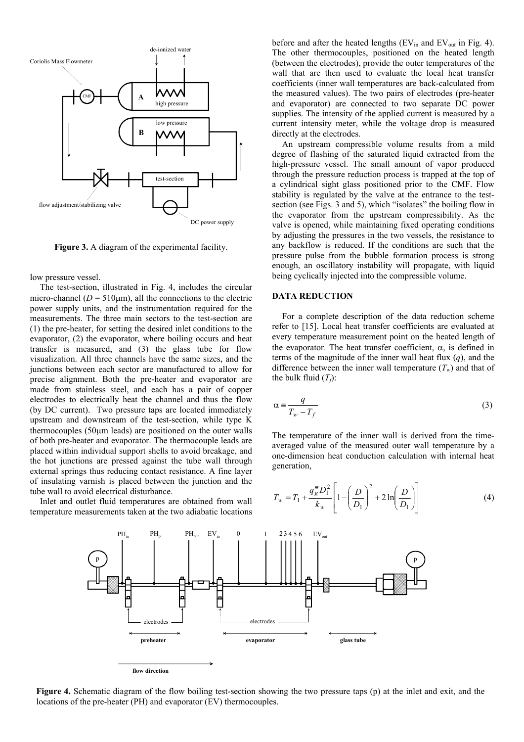**Figure 3.** A diagram of the experimental facility.

low pressure vessel.

The test-section, illustrated in Fig. 4, includes the circular micro-channel ($D = 510\mu\text{m}$), all the connections to the electric power supply units, and the instrumentation required for the measurements. The three main sectors to the test-section are (1) the pre-heater, for setting the desired inlet conditions to the evaporator, (2) the evaporator, where boiling occurs and heat transfer is measured, and (3) the glass tube for flow visualization. All three channels have the same sizes, and the junctions between each sector are manufactured to allow for precise alignment. Both the pre-heater and evaporator are made from stainless steel, and each has a pair of copper electrodes to electrically heat the channel and thus the flow (by DC current). Two pressure taps are located immediately upstream and downstream of the test-section, while type K thermocouples (50μm leads) are positioned on the outer walls of both pre-heater and evaporator. The thermocouple leads are placed within individual support shells to avoid breakage, and the hot junctions are pressed against the tube wall through external springs thus reducing contact resistance. A fine layer of insulating varnish is placed between the junction and the tube wall to avoid electrical disturbance.

Inlet and outlet fluid temperatures are obtained from wall temperature measurements taken at the two adiabatic locations before and after the heated lengths ($EV_{in}$ and $EV_{out}$ in Fig. 4). The other thermocouples, positioned on the heated length (between the electrodes), provide the outer temperatures of the wall that are then used to evaluate the local heat transfer coefficients (inner wall temperatures are back-calculated from the measured values). The two pairs of electrodes (pre-heater and evaporator) are connected to two separate DC power supplies. The intensity of the applied current is measured by a current intensity meter, while the voltage drop is measured directly at the electrodes.

An upstream compressible volume results from a mild degree of flashing of the saturated liquid extracted from the high-pressure vessel. The small amount of vapor produced through the pressure reduction process is trapped at the top of a cylindrical sight glass positioned prior to the CMF. Flow stability is regulated by the valve at the entrance to the test-section (see Figs. 3 and 5), which "isolates" the boiling flow in the evaporator from the upstream compressibility. As the valve is opened, while maintaining fixed operating conditions by adjusting the pressures in the two vessels, the resistance to any backflow is reduced. If the conditions are such that the pressure pulse from the bubble formation process is strong enough, an oscillatory instability will propagate, with liquid being cyclically injected into the compressible volume.

## DATA REDUCTION

For a complete description of the data reduction scheme refer to [15]. Local heat transfer coefficients are evaluated at every temperature measurement point on the heated length of the evaporator. The heat transfer coefficient, $\alpha$, is defined in terms of the magnitude of the inner wall heat flux ($q$), and the difference between the inner wall temperature ($T_w$) and that of the bulk fluid ($T_f$):

$$\alpha \equiv \frac{q}{T_w - T_f} \tag{3}$$

The temperature of the inner wall is derived from the time-averaged value of the measured outer wall temperature by a one-dimension heat conduction calculation with internal heat generation,

$$T_w = T_1 + \frac{q_g''' D_1^2}{k_w}\left[1 - \left(\frac{D}{D_1}\right)^2 + 2\ln\left(\frac{D}{D_1}\right)\right] \tag{4}$$

**Figure 4.** Schematic diagram of the flow boiling test-section showing the two pressure taps (p) at the inlet and exit, and the locations of the pre-heater (PH) and evaporator (EV) thermocouples.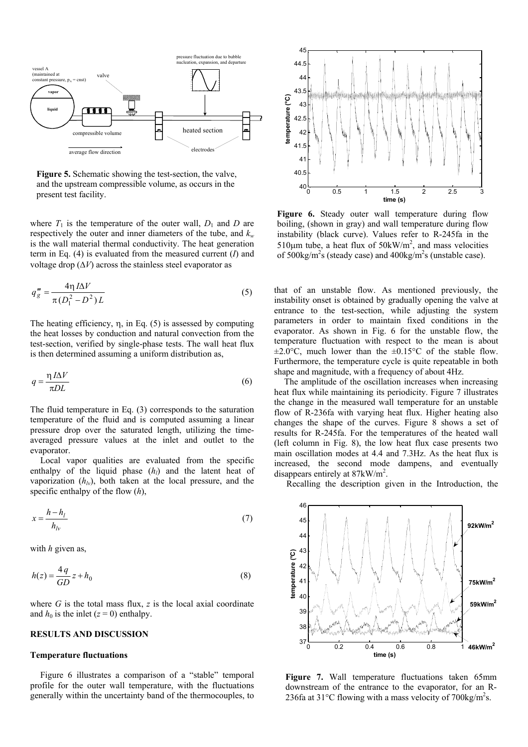**Figure 5.** Schematic showing the test-section, the valve, and the upstream compressible volume, as occurs in the present test facility.

where $T_1$ is the temperature of the outer wall, $D_1$ and $D$ are respectively the outer and inner diameters of the tube, and $k_w$ is the wall material thermal conductivity. The heat generation term in Eq. (4) is evaluated from the measured current ($I$) and voltage drop ($\Delta V$) across the stainless steel evaporator as

$$q'''_g = \frac{4\eta\, I\Delta V}{\pi\,(D_1^2 - D^2)\,L} \tag{5}$$

The heating efficiency, $\eta$, in Eq. (5) is assessed by computing the heat losses by conduction and natural convection from the test-section, verified by single-phase tests. The wall heat flux is then determined assuming a uniform distribution as,

$$q = \frac{\eta\, I\Delta V}{\pi D L} \tag{6}$$

The fluid temperature in Eq. (3) corresponds to the saturation temperature of the fluid and is computed assuming a linear pressure drop over the saturated length, utilizing the time-averaged pressure values at the inlet and outlet to the evaporator.

Local vapor qualities are evaluated from the specific enthalpy of the liquid phase ($h_l$) and the latent heat of vaporization ($h_{lv}$), both taken at the local pressure, and the specific enthalpy of the flow ($h$),

$$x = \frac{h - h_l}{h_{lv}} \tag{7}$$

with $h$ given as,

$$h(z) = \frac{4\,q}{GD}\,z + h_0 \tag{8}$$

where $G$ is the total mass flux, $z$ is the local axial coordinate and $h_0$ is the inlet ($z = 0$) enthalpy.

## RESULTS AND DISCUSSION

### Temperature fluctuations

Figure 6 illustrates a comparison of a "stable" temporal profile for the outer wall temperature, with the fluctuations generally within the uncertainty band of the thermocouples, to that of an unstable flow. As mentioned previously, the instability onset is obtained by gradually opening the valve at entrance to the test-section, while adjusting the system parameters in order to maintain fixed conditions in the evaporator. As shown in Fig. 6 for the unstable flow, the temperature fluctuation with respect to the mean is about ±2.0°C, much lower than the ±0.15°C of the stable flow. Furthermore, the temperature cycle is quite repeatable in both shape and magnitude, with a frequency of about 4Hz.

The amplitude of the oscillation increases when increasing heat flux while maintaining its periodicity. Figure 7 illustrates the change in the measured wall temperature for an unstable flow of R-236fa with varying heat flux. Higher heating also changes the shape of the curves. Figure 8 shows a set of results for R-245fa. For the temperatures of the heated wall (left column in Fig. 8), the low heat flux case presents two main oscillation modes at 4.4 and 7.3Hz. As the heat flux is increased, the second mode dampens, and eventually disappears entirely at 87kW/m$^2$.

Recalling the description given in the Introduction, the

**Figure 6.** Steady outer wall temperature during flow boiling, (shown in gray) and wall temperature during flow instability (black curve). Values refer to R-245fa in the 510μm tube, a heat flux of 50kW/m$^2$, and mass velocities of 500kg/m$^2$s (steady case) and 400kg/m$^2$s (unstable case).

**Figure 7.** Wall temperature fluctuations taken 65mm downstream of the entrance to the evaporator, for an R-236fa at 31°C flowing with a mass velocity of 700kg/m$^2$s.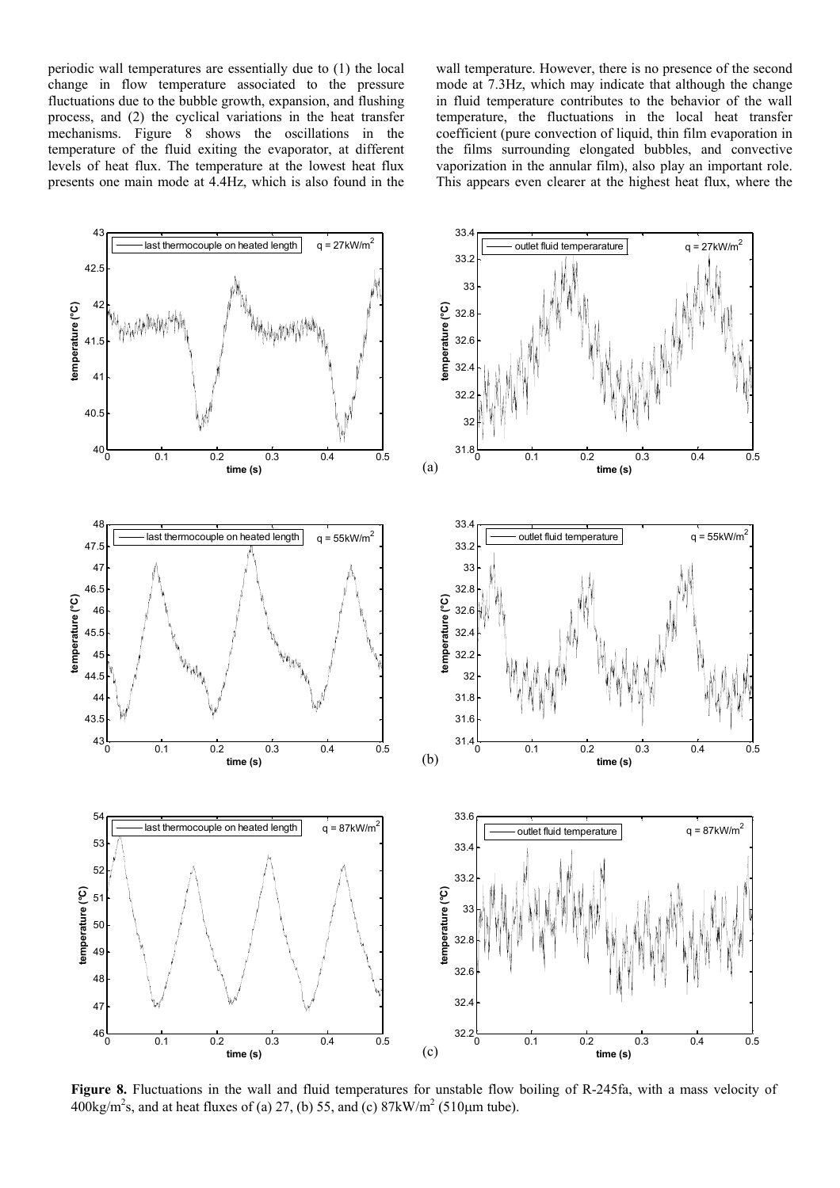periodic wall temperatures are essentially due to (1) the local change in flow temperature associated to the pressure fluctuations due to the bubble growth, expansion, and flushing process, and (2) the cyclical variations in the heat transfer mechanisms. Figure 8 shows the oscillations in the temperature of the fluid exiting the evaporator, at different levels of heat flux. The temperature at the lowest heat flux presents one main mode at 4.4Hz, which is also found in the wall temperature. However, there is no presence of the second mode at 7.3Hz, which may indicate that although the change in fluid temperature contributes to the behavior of the wall temperature, the fluctuations in the local heat transfer coefficient (pure convection of liquid, thin film evaporation in the films surrounding elongated bubbles, and convective vaporization in the annular film), also play an important role. This appears even clearer at the highest heat flux, where the

**Figure 8.** Fluctuations in the wall and fluid temperatures for unstable flow boiling of R-245fa, with a mass velocity of $400\text{kg/m}^2\text{s}$, and at heat fluxes of (a) 27, (b) 55, and (c) $87\text{kW/m}^2$ (510μm tube).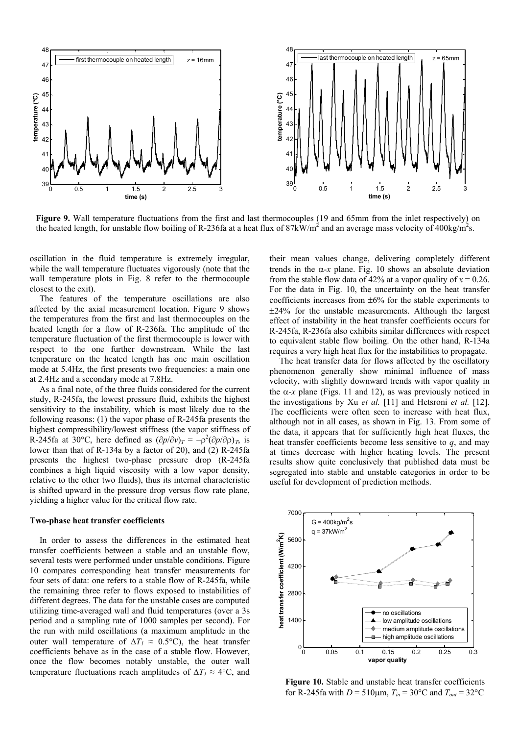**Figure 9.** Wall temperature fluctuations from the first and last thermocouples (19 and 65mm from the inlet respectively) on the heated length, for unstable flow boiling of R-236fa at a heat flux of 87kW/m$^2$ and an average mass velocity of 400kg/m$^2$s.

oscillation in the fluid temperature is extremely irregular, while the wall temperature fluctuates vigorously (note that the wall temperature plots in Fig. 8 refer to the thermocouple closest to the exit).

The features of the temperature oscillations are also affected by the axial measurement location. Figure 9 shows the temperatures from the first and last thermocouples on the heated length for a flow of R-236fa. The amplitude of the temperature fluctuation of the first thermocouple is lower with respect to the one further downstream. While the last temperature on the heated length has one main oscillation mode at 5.4Hz, the first presents two frequencies: a main one at 2.4Hz and a secondary mode at 7.8Hz.

As a final note, of the three fluids considered for the current study, R-245fa, the lowest pressure fluid, exhibits the highest sensitivity to the instability, which is most likely due to the following reasons: (1) the vapor phase of R-245fa presents the highest compressibility/lowest stiffness (the vapor stiffness of R-245fa at 30°C, here defined as $(\partial p/\partial v)_T = -\rho^2(\partial p/\partial \rho)_T$, is lower than that of R-134a by a factor of 20), and (2) R-245fa presents the highest two-phase pressure drop (R-245fa combines a high liquid viscosity with a low vapor density, relative to the other two fluids), thus its internal characteristic is shifted upward in the pressure drop versus flow rate plane, yielding a higher value for the critical flow rate.

### Two-phase heat transfer coefficients

In order to assess the differences in the estimated heat transfer coefficients between a stable and an unstable flow, several tests were performed under unstable conditions. Figure 10 compares corresponding heat transfer measurements for four sets of data: one refers to a stable flow of R-245fa, while the remaining three refer to flows exposed to instabilities of different degrees. The data for the unstable cases are computed utilizing time-averaged wall and fluid temperatures (over a 3s period and a sampling rate of 1000 samples per second). For the run with mild oscillations (a maximum amplitude in the outer wall temperature of $\Delta T_l \approx 0.5$°C), the heat transfer coefficients behave as in the case of a stable flow. However, once the flow becomes notably unstable, the outer wall temperature fluctuations reach amplitudes of $\Delta T_l \approx 4$°C, and their mean values change, delivering completely different trends in the $\alpha$-$x$ plane. Fig. 10 shows an absolute deviation from the stable flow data of 42% at a vapor quality of $x = 0.26$. For the data in Fig. 10, the uncertainty on the heat transfer coefficients increases from ±6% for the stable experiments to ±24% for the unstable measurements. Although the largest effect of instability in the heat transfer coefficients occurs for R-245fa, R-236fa also exhibits similar differences with respect to equivalent stable flow boiling. On the other hand, R-134a requires a very high heat flux for the instabilities to propagate.

The heat transfer data for flows affected by the oscillatory phenomenon generally show minimal influence of mass velocity, with slightly downward trends with vapor quality in the $\alpha$-$x$ plane (Figs. 11 and 12), as was previously noticed in the investigations by Xu *et al.* [11] and Hetsroni *et al.* [12]. The coefficients were often seen to increase with heat flux, although not in all cases, as shown in Fig. 13. From some of the data, it appears that for sufficiently high heat fluxes, the heat transfer coefficients become less sensitive to $q$, and may at times decrease with higher heating levels. The present results show quite conclusively that published data must be segregated into stable and unstable categories in order to be useful for development of prediction methods.

**Figure 10.** Stable and unstable heat transfer coefficients for R-245fa with $D = 510\mu$m, $T_{in} = 30$°C and $T_{out} = 32$°C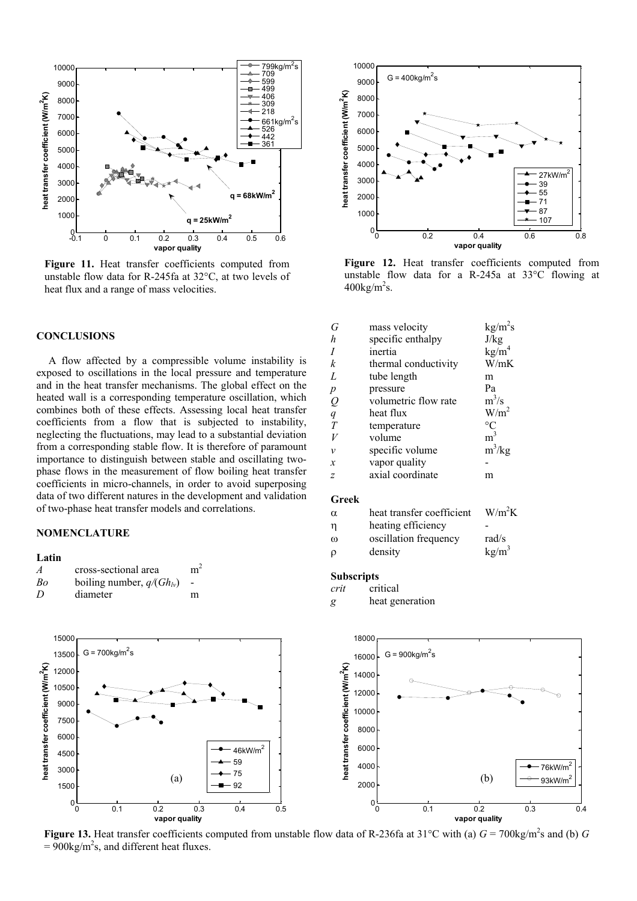**Figure 11.** Heat transfer coefficients computed from unstable flow data for R-245fa at 32°C, at two levels of heat flux and a range of mass velocities.

**Figure 12.** Heat transfer coefficients computed from unstable flow data for a R-245a at 33°C flowing at 400kg/m$^2$s.

## CONCLUSIONS

A flow affected by a compressible volume instability is exposed to oscillations in the local pressure and temperature and in the heat transfer mechanisms. The global effect on the heated wall is a corresponding temperature oscillation, which combines both of these effects. Assessing local heat transfer coefficients from a flow that is subjected to instability, neglecting the fluctuations, may lead to a substantial deviation from a corresponding stable flow. It is therefore of paramount importance to distinguish between stable and oscillating two-phase flows in the measurement of flow boiling heat transfer coefficients in micro-channels, in order to avoid superposing data of two different natures in the development and validation of two-phase heat transfer models and correlations.

## NOMENCLATURE

**Latin**

| | | |
|---|---|---|
| $A$ | cross-sectional area | m$^2$ |
| $Bo$ | boiling number, $q/(Gh_{lv})$ | - |
| $D$ | diameter | m |
| $G$ | mass velocity | kg/m$^2$s |
| $h$ | specific enthalpy | J/kg |
| $I$ | inertia | kg/m$^4$ |
| $k$ | thermal conductivity | W/mK |
| $L$ | tube length | m |
| $p$ | pressure | Pa |
| $Q$ | volumetric flow rate | m$^3$/s |
| $q$ | heat flux | W/m$^2$ |
| $T$ | temperature | °C |
| $V$ | volume | m$^3$ |
| $v$ | specific volume | m$^3$/kg |
| $x$ | vapor quality | - |
| $z$ | axial coordinate | m |

**Greek**

| | | |
|---|---|---|
| $\alpha$ | heat transfer coefficient | W/m$^2$K |
| $\eta$ | heating efficiency | - |
| $\omega$ | oscillation frequency | rad/s |
| $\rho$ | density | kg/m$^3$ |

**Subscripts**

| | |
|---|---|
| *crit* | critical |
| *g* | heat generation |

**Figure 13.** Heat transfer coefficients computed from unstable flow data of R-236fa at 31°C with (a) $G$ = 700kg/m$^2$s and (b) $G$ = 900kg/m$^2$s, and different heat fluxes.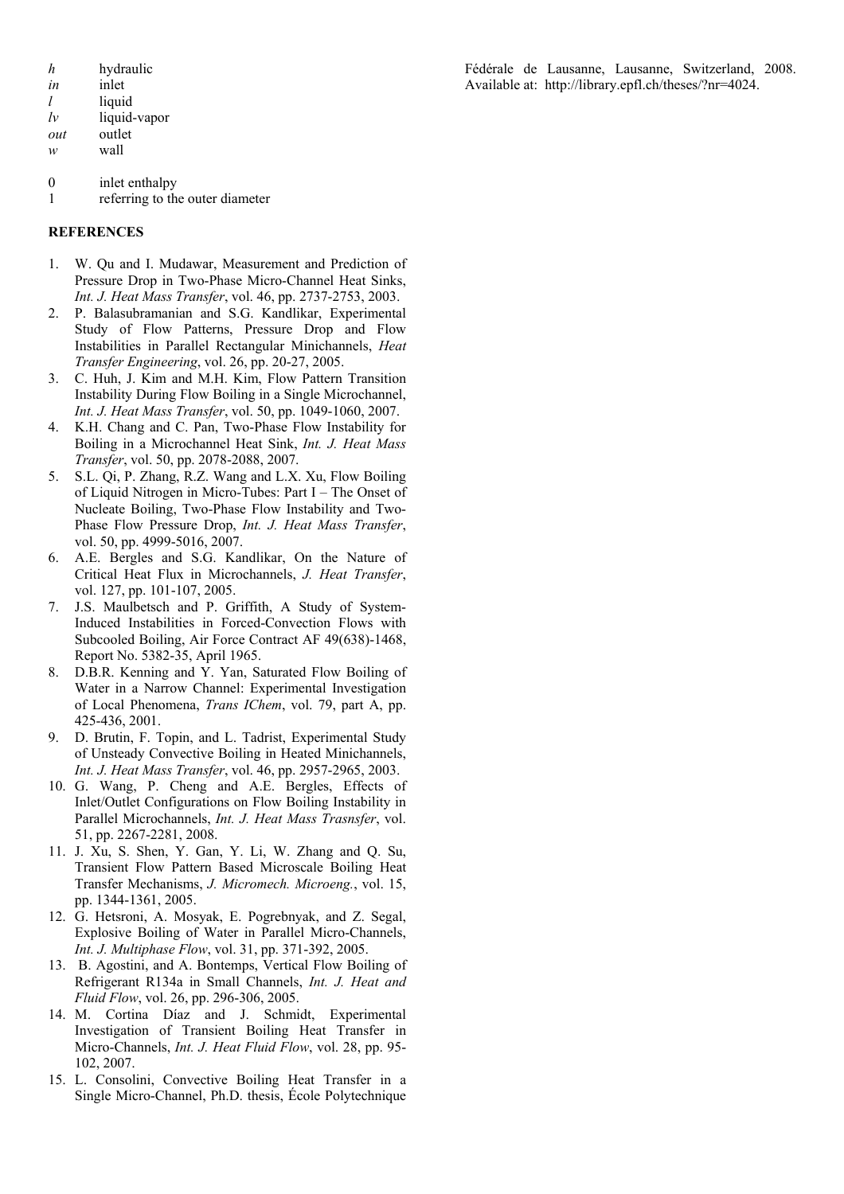| | |
|---|---|
| *h* | hydraulic |
| *in* | inlet |
| *l* | liquid |
| *lv* | liquid-vapor |
| *out* | outlet |
| *w* | wall |
| 0 | inlet enthalpy |
| 1 | referring to the outer diameter |

## REFERENCES

1. W. Qu and I. Mudawar, Measurement and Prediction of Pressure Drop in Two-Phase Micro-Channel Heat Sinks, *Int. J. Heat Mass Transfer*, vol. 46, pp. 2737-2753, 2003.
2. P. Balasubramanian and S.G. Kandlikar, Experimental Study of Flow Patterns, Pressure Drop and Flow Instabilities in Parallel Rectangular Minichannels, *Heat Transfer Engineering*, vol. 26, pp. 20-27, 2005.
3. C. Huh, J. Kim and M.H. Kim, Flow Pattern Transition Instability During Flow Boiling in a Single Microchannel, *Int. J. Heat Mass Transfer*, vol. 50, pp. 1049-1060, 2007.
4. K.H. Chang and C. Pan, Two-Phase Flow Instability for Boiling in a Microchannel Heat Sink, *Int. J. Heat Mass Transfer*, vol. 50, pp. 2078-2088, 2007.
5. S.L. Qi, P. Zhang, R.Z. Wang and L.X. Xu, Flow Boiling of Liquid Nitrogen in Micro-Tubes: Part I – The Onset of Nucleate Boiling, Two-Phase Flow Instability and Two-Phase Flow Pressure Drop, *Int. J. Heat Mass Transfer*, vol. 50, pp. 4999-5016, 2007.
6. A.E. Bergles and S.G. Kandlikar, On the Nature of Critical Heat Flux in Microchannels, *J. Heat Transfer*, vol. 127, pp. 101-107, 2005.
7. J.S. Maulbetsch and P. Griffith, A Study of System-Induced Instabilities in Forced-Convection Flows with Subcooled Boiling, Air Force Contract AF 49(638)-1468, Report No. 5382-35, April 1965.
8. D.B.R. Kenning and Y. Yan, Saturated Flow Boiling of Water in a Narrow Channel: Experimental Investigation of Local Phenomena, *Trans IChem*, vol. 79, part A, pp. 425-436, 2001.
9. D. Brutin, F. Topin, and L. Tadrist, Experimental Study of Unsteady Convective Boiling in Heated Minichannels, *Int. J. Heat Mass Transfer*, vol. 46, pp. 2957-2965, 2003.
10. G. Wang, P. Cheng and A.E. Bergles, Effects of Inlet/Outlet Configurations on Flow Boiling Instability in Parallel Microchannels, *Int. J. Heat Mass Trasnsfer*, vol. 51, pp. 2267-2281, 2008.
11. J. Xu, S. Shen, Y. Gan, Y. Li, W. Zhang and Q. Su, Transient Flow Pattern Based Microscale Boiling Heat Transfer Mechanisms, *J. Micromech. Microeng.*, vol. 15, pp. 1344-1361, 2005.
12. G. Hetsroni, A. Mosyak, E. Pogrebnyak, and Z. Segal, Explosive Boiling of Water in Parallel Micro-Channels, *Int. J. Multiphase Flow*, vol. 31, pp. 371-392, 2005.
13. B. Agostini, and A. Bontemps, Vertical Flow Boiling of Refrigerant R134a in Small Channels, *Int. J. Heat and Fluid Flow*, vol. 26, pp. 296-306, 2005.
14. M. Cortina Díaz and J. Schmidt, Experimental Investigation of Transient Boiling Heat Transfer in Micro-Channels, *Int. J. Heat Fluid Flow*, vol. 28, pp. 95-102, 2007.
15. L. Consolini, Convective Boiling Heat Transfer in a Single Micro-Channel, Ph.D. thesis, École Polytechnique Fédérale de Lausanne, Lausanne, Switzerland, 2008. Available at: http://library.epfl.ch/theses/?nr=4024.